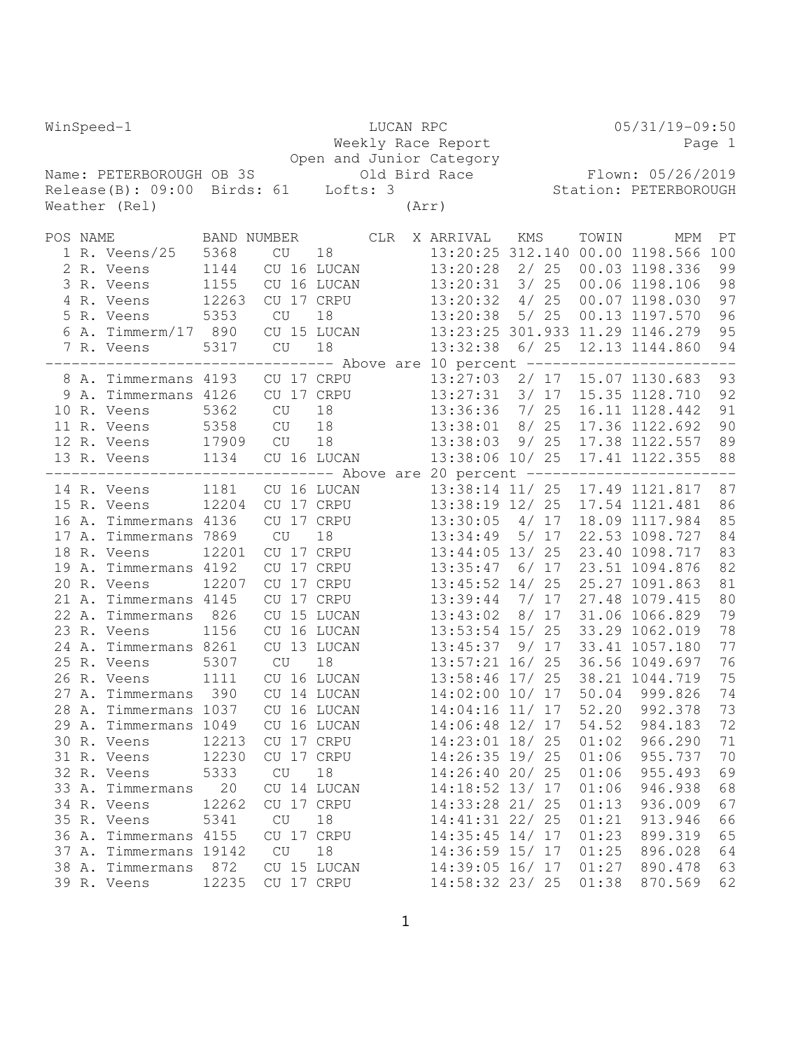WinSpeed-1 LUCAN RPC 05/31/19-09:50

Weekly Race Report

Open and Junior Category

Name: PETERBOROUGH OB 3S    Old Bird Race    Flown: 05/26/2019

Release(B): 09:00  Birds: 61  Lofts: 3    Station: PETERBOROUGH

Weather (Rel)    (Arr)

| POS | NAME | BAND NUMBER | | | CLR | X | ARRIVAL | KMS | TOWIN | MPM | PT |
|---|---|---|---|---|---|---|---|---|---|---|---|
| 1 | R. Veens/25 | 5368 | CU | 18 | | | 13:20:25 | 312.140 | 00.00 | 1198.566 | 100 |
| 2 | R. Veens | 1144 | CU 16 | LUCAN | | | 13:20:28 | 2/ 25 | 00.03 | 1198.336 | 99 |
| 3 | R. Veens | 1155 | CU 16 | LUCAN | | | 13:20:31 | 3/ 25 | 00.06 | 1198.106 | 98 |
| 4 | R. Veens | 12263 | CU 17 | CRPU | | | 13:20:32 | 4/ 25 | 00.07 | 1198.030 | 97 |
| 5 | R. Veens | 5353 | CU | 18 | | | 13:20:38 | 5/ 25 | 00.13 | 1197.570 | 96 |
| 6 | A. Timmerm/17 | 890 | CU 15 | LUCAN | | | 13:23:25 | 301.933 | 11.29 | 1146.279 | 95 |
| 7 | R. Veens | 5317 | CU | 18 | | | 13:32:38 | 6/ 25 | 12.13 | 1144.860 | 94 |
| | | | | | | | Above are 10 percent | | | | |
| 8 | A. Timmermans | 4193 | CU 17 | CRPU | | | 13:27:03 | 2/ 17 | 15.07 | 1130.683 | 93 |
| 9 | A. Timmermans | 4126 | CU 17 | CRPU | | | 13:27:31 | 3/ 17 | 15.35 | 1128.710 | 92 |
| 10 | R. Veens | 5362 | CU | 18 | | | 13:36:36 | 7/ 25 | 16.11 | 1128.442 | 91 |
| 11 | R. Veens | 5358 | CU | 18 | | | 13:38:01 | 8/ 25 | 17.36 | 1122.692 | 90 |
| 12 | R. Veens | 17909 | CU | 18 | | | 13:38:03 | 9/ 25 | 17.38 | 1122.557 | 89 |
| 13 | R. Veens | 1134 | CU 16 | LUCAN | | | 13:38:06 | 10/ 25 | 17.41 | 1122.355 | 88 |
| | | | | | | | Above are 20 percent | | | | |
| 14 | R. Veens | 1181 | CU 16 | LUCAN | | | 13:38:14 | 11/ 25 | 17.49 | 1121.817 | 87 |
| 15 | R. Veens | 12204 | CU 17 | CRPU | | | 13:38:19 | 12/ 25 | 17.54 | 1121.481 | 86 |
| 16 | A. Timmermans | 4136 | CU 17 | CRPU | | | 13:30:05 | 4/ 17 | 18.09 | 1117.984 | 85 |
| 17 | A. Timmermans | 7869 | CU | 18 | | | 13:34:49 | 5/ 17 | 22.53 | 1098.727 | 84 |
| 18 | R. Veens | 12201 | CU 17 | CRPU | | | 13:44:05 | 13/ 25 | 23.40 | 1098.717 | 83 |
| 19 | A. Timmermans | 4192 | CU 17 | CRPU | | | 13:35:47 | 6/ 17 | 23.51 | 1094.876 | 82 |
| 20 | R. Veens | 12207 | CU 17 | CRPU | | | 13:45:52 | 14/ 25 | 25.27 | 1091.863 | 81 |
| 21 | A. Timmermans | 4145 | CU 17 | CRPU | | | 13:39:44 | 7/ 17 | 27.48 | 1079.415 | 80 |
| 22 | A. Timmermans | 826 | CU 15 | LUCAN | | | 13:43:02 | 8/ 17 | 31.06 | 1066.829 | 79 |
| 23 | R. Veens | 1156 | CU 16 | LUCAN | | | 13:53:54 | 15/ 25 | 33.29 | 1062.019 | 78 |
| 24 | A. Timmermans | 8261 | CU 13 | LUCAN | | | 13:45:37 | 9/ 17 | 33.41 | 1057.180 | 77 |
| 25 | R. Veens | 5307 | CU | 18 | | | 13:57:21 | 16/ 25 | 36.56 | 1049.697 | 76 |
| 26 | R. Veens | 1111 | CU 16 | LUCAN | | | 13:58:46 | 17/ 25 | 38.21 | 1044.719 | 75 |
| 27 | A. Timmermans | 390 | CU 14 | LUCAN | | | 14:02:00 | 10/ 17 | 50.04 | 999.826 | 74 |
| 28 | A. Timmermans | 1037 | CU 16 | LUCAN | | | 14:04:16 | 11/ 17 | 52.20 | 992.378 | 73 |
| 29 | A. Timmermans | 1049 | CU 16 | LUCAN | | | 14:06:48 | 12/ 17 | 54.52 | 984.183 | 72 |
| 30 | R. Veens | 12213 | CU 17 | CRPU | | | 14:23:01 | 18/ 25 | 01:02 | 966.290 | 71 |
| 31 | R. Veens | 12230 | CU 17 | CRPU | | | 14:26:35 | 19/ 25 | 01:06 | 955.737 | 70 |
| 32 | R. Veens | 5333 | CU | 18 | | | 14:26:40 | 20/ 25 | 01:06 | 955.493 | 69 |
| 33 | A. Timmermans | 20 | CU 14 | LUCAN | | | 14:18:52 | 13/ 17 | 01:06 | 946.938 | 68 |
| 34 | R. Veens | 12262 | CU 17 | CRPU | | | 14:33:28 | 21/ 25 | 01:13 | 936.009 | 67 |
| 35 | R. Veens | 5341 | CU | 18 | | | 14:41:31 | 22/ 25 | 01:21 | 913.946 | 66 |
| 36 | A. Timmermans | 4155 | CU 17 | CRPU | | | 14:35:45 | 14/ 17 | 01:23 | 899.319 | 65 |
| 37 | A. Timmermans | 19142 | CU | 18 | | | 14:36:59 | 15/ 17 | 01:25 | 896.028 | 64 |
| 38 | A. Timmermans | 872 | CU 15 | LUCAN | | | 14:39:05 | 16/ 17 | 01:27 | 890.478 | 63 |
| 39 | R. Veens | 12235 | CU 17 | CRPU | | | 14:58:32 | 23/ 25 | 01:38 | 870.569 | 62 |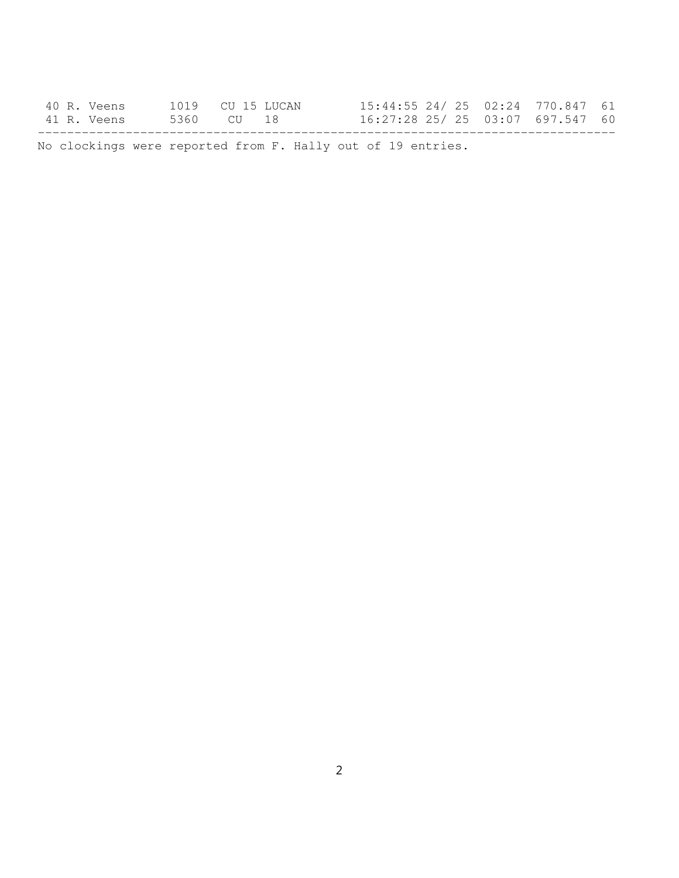| | | | | | | | | | |
|---|---|---|---|---|---|---|---|---|---|
| 40 | R. Veens | 1019 | CU 15 LUCAN | | 15:44:55 | 24/ 25 | 02:24 | 770.847 | 61 |
| 41 | R. Veens | 5360 | CU | 18 | 16:27:28 | 25/ 25 | 03:07 | 697.547 | 60 |

---

No clockings were reported from F. Hally out of 19 entries.